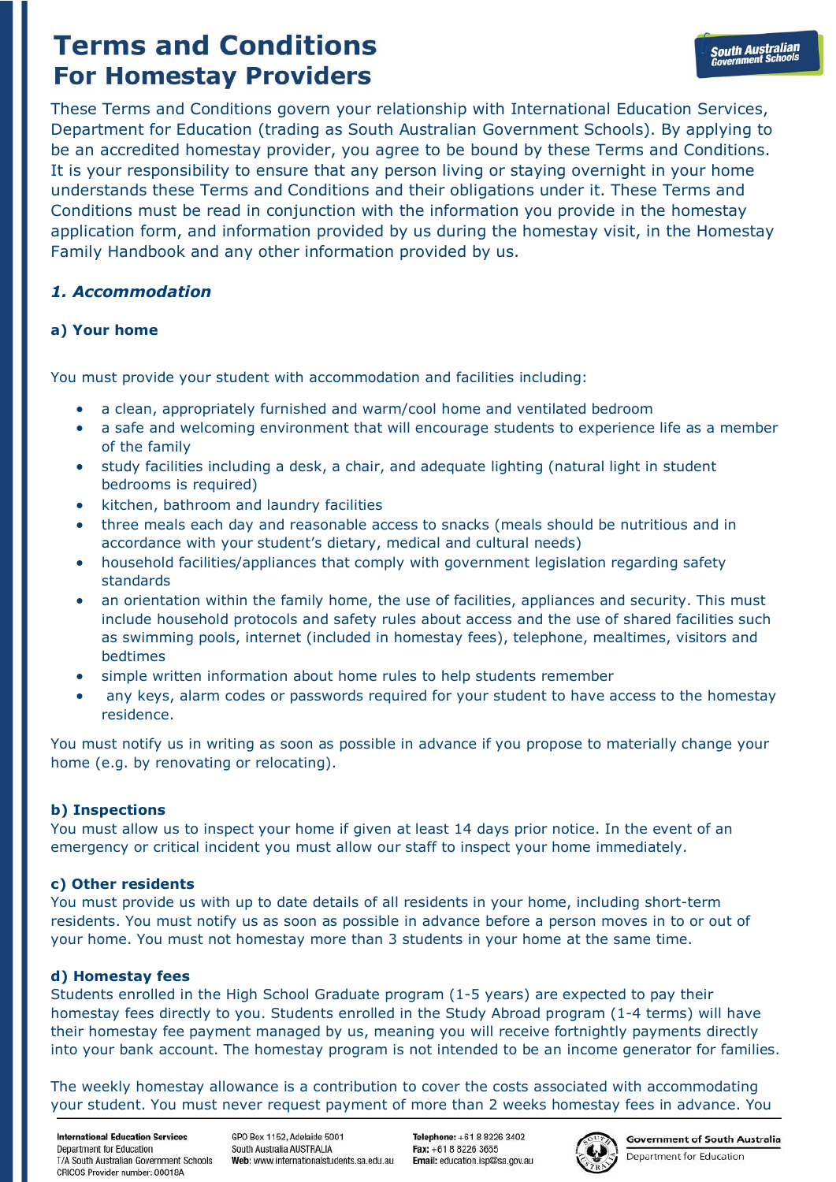# Terms and Conditions
## For Homestay Providers

These Terms and Conditions govern your relationship with International Education Services, Department for Education (trading as South Australian Government Schools). By applying to be an accredited homestay provider, you agree to be bound by these Terms and Conditions. It is your responsibility to ensure that any person living or staying overnight in your home understands these Terms and Conditions and their obligations under it. These Terms and Conditions must be read in conjunction with the information you provide in the homestay application form, and information provided by us during the homestay visit, in the Homestay Family Handbook and any other information provided by us.

### *1. Accommodation*

#### a) Your home

You must provide your student with accommodation and facilities including:

- a clean, appropriately furnished and warm/cool home and ventilated bedroom
- a safe and welcoming environment that will encourage students to experience life as a member of the family
- study facilities including a desk, a chair, and adequate lighting (natural light in student bedrooms is required)
- kitchen, bathroom and laundry facilities
- three meals each day and reasonable access to snacks (meals should be nutritious and in accordance with your student's dietary, medical and cultural needs)
- household facilities/appliances that comply with government legislation regarding safety standards
- an orientation within the family home, the use of facilities, appliances and security. This must include household protocols and safety rules about access and the use of shared facilities such as swimming pools, internet (included in homestay fees), telephone, mealtimes, visitors and bedtimes
- simple written information about home rules to help students remember
- any keys, alarm codes or passwords required for your student to have access to the homestay residence.

You must notify us in writing as soon as possible in advance if you propose to materially change your home (e.g. by renovating or relocating).

#### b) Inspections

You must allow us to inspect your home if given at least 14 days prior notice. In the event of an emergency or critical incident you must allow our staff to inspect your home immediately.

#### c) Other residents

You must provide us with up to date details of all residents in your home, including short-term residents. You must notify us as soon as possible in advance before a person moves in to or out of your home. You must not homestay more than 3 students in your home at the same time.

#### d) Homestay fees

Students enrolled in the High School Graduate program (1-5 years) are expected to pay their homestay fees directly to you. Students enrolled in the Study Abroad program (1-4 terms) will have their homestay fee payment managed by us, meaning you will receive fortnightly payments directly into your bank account. The homestay program is not intended to be an income generator for families.

The weekly homestay allowance is a contribution to cover the costs associated with accommodating your student. You must never request payment of more than 2 weeks homestay fees in advance. You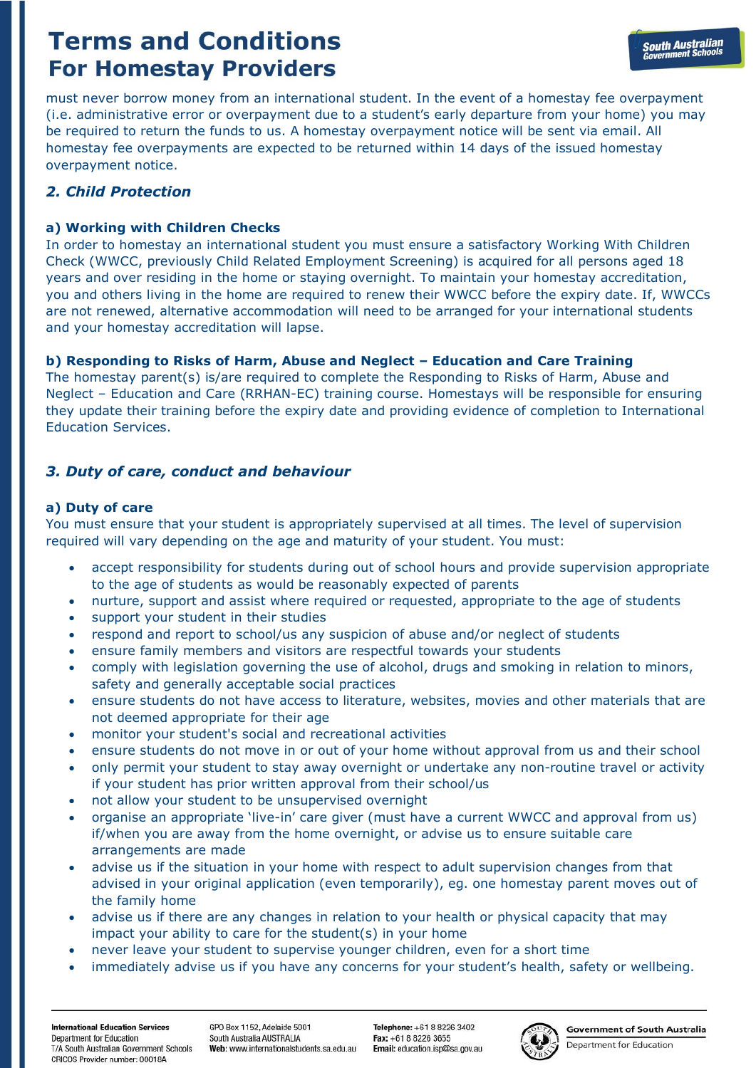must never borrow money from an international student. In the event of a homestay fee overpayment (i.e. administrative error or overpayment due to a student's early departure from your home) you may be required to return the funds to us. A homestay overpayment notice will be sent via email. All homestay fee overpayments are expected to be returned within 14 days of the issued homestay overpayment notice.

## *2. Child Protection*

### a) Working with Children Checks

In order to homestay an international student you must ensure a satisfactory Working With Children Check (WWCC, previously Child Related Employment Screening) is acquired for all persons aged 18 years and over residing in the home or staying overnight. To maintain your homestay accreditation, you and others living in the home are required to renew their WWCC before the expiry date. If, WWCCs are not renewed, alternative accommodation will need to be arranged for your international students and your homestay accreditation will lapse.

### b) Responding to Risks of Harm, Abuse and Neglect – Education and Care Training

The homestay parent(s) is/are required to complete the Responding to Risks of Harm, Abuse and Neglect – Education and Care (RRHAN-EC) training course. Homestays will be responsible for ensuring they update their training before the expiry date and providing evidence of completion to International Education Services.

## *3. Duty of care, conduct and behaviour*

### a) Duty of care

You must ensure that your student is appropriately supervised at all times. The level of supervision required will vary depending on the age and maturity of your student. You must:

- accept responsibility for students during out of school hours and provide supervision appropriate to the age of students as would be reasonably expected of parents
- nurture, support and assist where required or requested, appropriate to the age of students
- support your student in their studies
- respond and report to school/us any suspicion of abuse and/or neglect of students
- ensure family members and visitors are respectful towards your students
- comply with legislation governing the use of alcohol, drugs and smoking in relation to minors, safety and generally acceptable social practices
- ensure students do not have access to literature, websites, movies and other materials that are not deemed appropriate for their age
- monitor your student's social and recreational activities
- ensure students do not move in or out of your home without approval from us and their school
- only permit your student to stay away overnight or undertake any non-routine travel or activity if your student has prior written approval from their school/us
- not allow your student to be unsupervised overnight
- organise an appropriate 'live-in' care giver (must have a current WWCC and approval from us) if/when you are away from the home overnight, or advise us to ensure suitable care arrangements are made
- advise us if the situation in your home with respect to adult supervision changes from that advised in your original application (even temporarily), eg. one homestay parent moves out of the family home
- advise us if there are any changes in relation to your health or physical capacity that may impact your ability to care for the student(s) in your home
- never leave your student to supervise younger children, even for a short time
- immediately advise us if you have any concerns for your student's health, safety or wellbeing.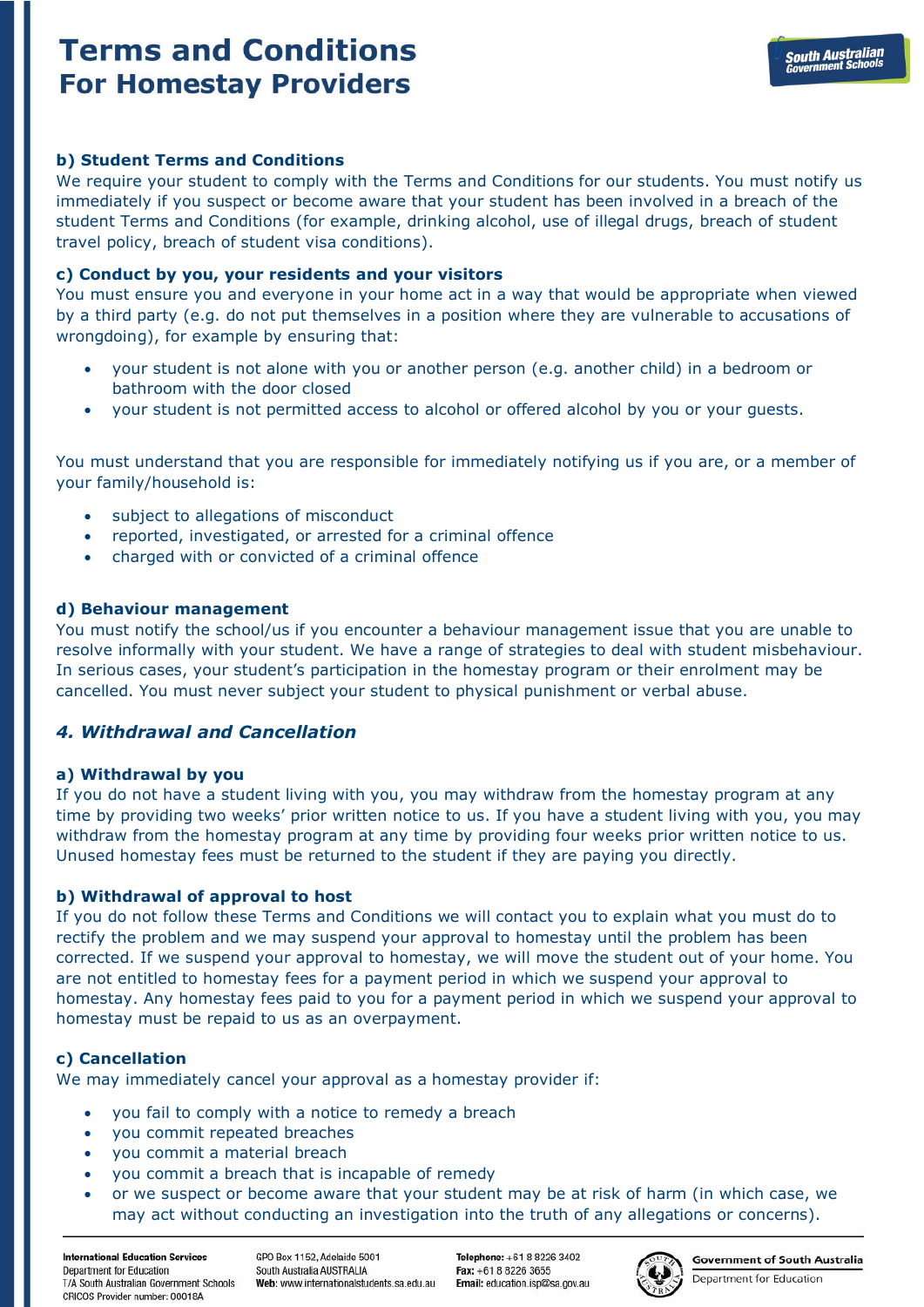**b) Student Terms and Conditions**

We require your student to comply with the Terms and Conditions for our students. You must notify us immediately if you suspect or become aware that your student has been involved in a breach of the student Terms and Conditions (for example, drinking alcohol, use of illegal drugs, breach of student travel policy, breach of student visa conditions).

**c) Conduct by you, your residents and your visitors**

You must ensure you and everyone in your home act in a way that would be appropriate when viewed by a third party (e.g. do not put themselves in a position where they are vulnerable to accusations of wrongdoing), for example by ensuring that:

- your student is not alone with you or another person (e.g. another child) in a bedroom or bathroom with the door closed
- your student is not permitted access to alcohol or offered alcohol by you or your guests.

You must understand that you are responsible for immediately notifying us if you are, or a member of your family/household is:

- subject to allegations of misconduct
- reported, investigated, or arrested for a criminal offence
- charged with or convicted of a criminal offence

**d) Behaviour management**

You must notify the school/us if you encounter a behaviour management issue that you are unable to resolve informally with your student. We have a range of strategies to deal with student misbehaviour. In serious cases, your student's participation in the homestay program or their enrolment may be cancelled. You must never subject your student to physical punishment or verbal abuse.

## *4. Withdrawal and Cancellation*

**a) Withdrawal by you**

If you do not have a student living with you, you may withdraw from the homestay program at any time by providing two weeks' prior written notice to us. If you have a student living with you, you may withdraw from the homestay program at any time by providing four weeks prior written notice to us. Unused homestay fees must be returned to the student if they are paying you directly.

**b) Withdrawal of approval to host**

If you do not follow these Terms and Conditions we will contact you to explain what you must do to rectify the problem and we may suspend your approval to homestay until the problem has been corrected. If we suspend your approval to homestay, we will move the student out of your home. You are not entitled to homestay fees for a payment period in which we suspend your approval to homestay. Any homestay fees paid to you for a payment period in which we suspend your approval to homestay must be repaid to us as an overpayment.

**c) Cancellation**

We may immediately cancel your approval as a homestay provider if:

- you fail to comply with a notice to remedy a breach
- you commit repeated breaches
- you commit a material breach
- you commit a breach that is incapable of remedy
- or we suspect or become aware that your student may be at risk of harm (in which case, we may act without conducting an investigation into the truth of any allegations or concerns).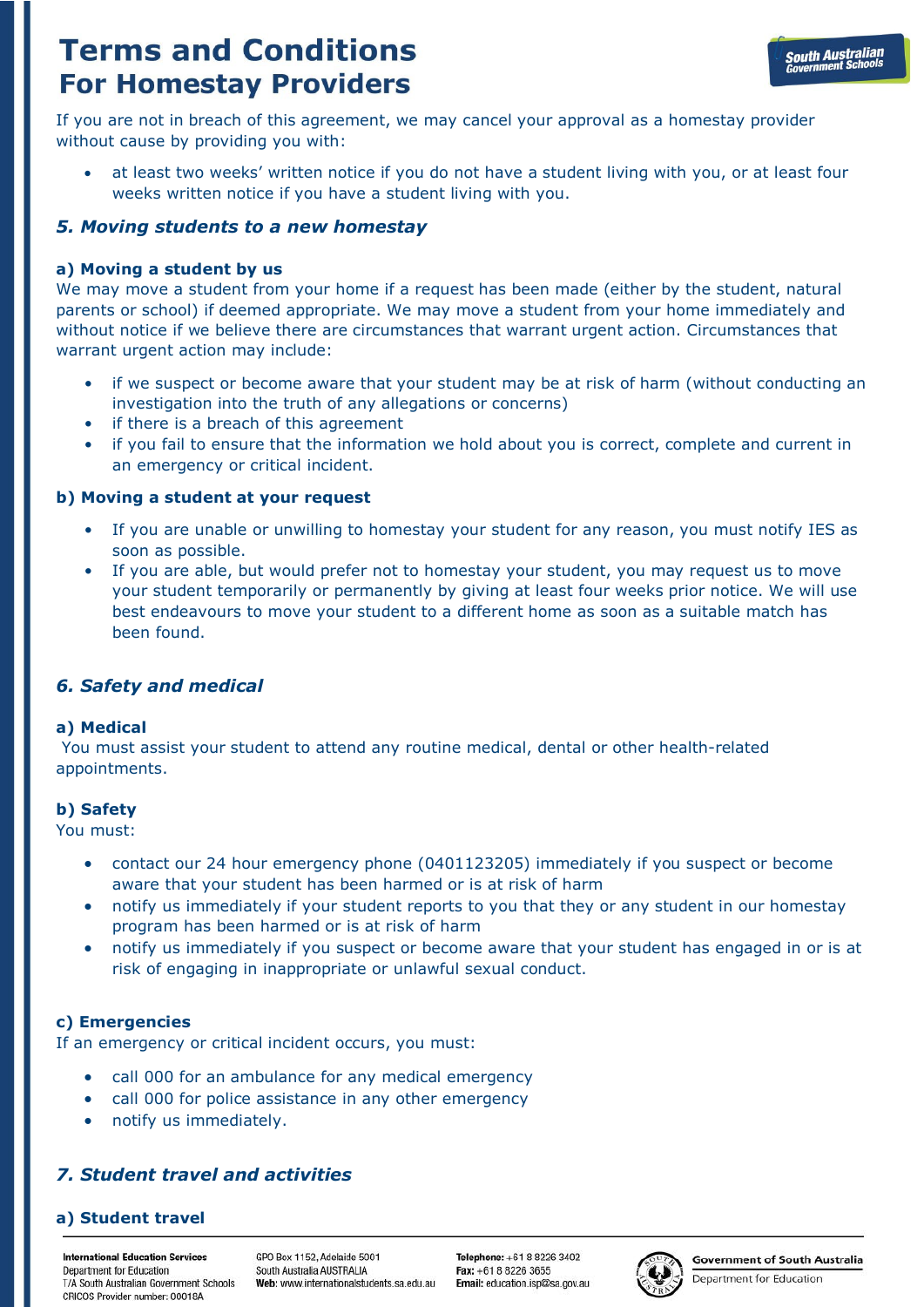If you are not in breach of this agreement, we may cancel your approval as a homestay provider without cause by providing you with:

- at least two weeks' written notice if you do not have a student living with you, or at least four weeks written notice if you have a student living with you.

## *5. Moving students to a new homestay*

### a) Moving a student by us

We may move a student from your home if a request has been made (either by the student, natural parents or school) if deemed appropriate. We may move a student from your home immediately and without notice if we believe there are circumstances that warrant urgent action. Circumstances that warrant urgent action may include:

- if we suspect or become aware that your student may be at risk of harm (without conducting an investigation into the truth of any allegations or concerns)
- if there is a breach of this agreement
- if you fail to ensure that the information we hold about you is correct, complete and current in an emergency or critical incident.

### b) Moving a student at your request

- If you are unable or unwilling to homestay your student for any reason, you must notify IES as soon as possible.
- If you are able, but would prefer not to homestay your student, you may request us to move your student temporarily or permanently by giving at least four weeks prior notice. We will use best endeavours to move your student to a different home as soon as a suitable match has been found.

## *6. Safety and medical*

### a) Medical

You must assist your student to attend any routine medical, dental or other health-related appointments.

### b) Safety

You must:

- contact our 24 hour emergency phone (0401123205) immediately if you suspect or become aware that your student has been harmed or is at risk of harm
- notify us immediately if your student reports to you that they or any student in our homestay program has been harmed or is at risk of harm
- notify us immediately if you suspect or become aware that your student has engaged in or is at risk of engaging in inappropriate or unlawful sexual conduct.

### c) Emergencies

If an emergency or critical incident occurs, you must:

- call 000 for an ambulance for any medical emergency
- call 000 for police assistance in any other emergency
- notify us immediately.

## *7. Student travel and activities*

### a) Student travel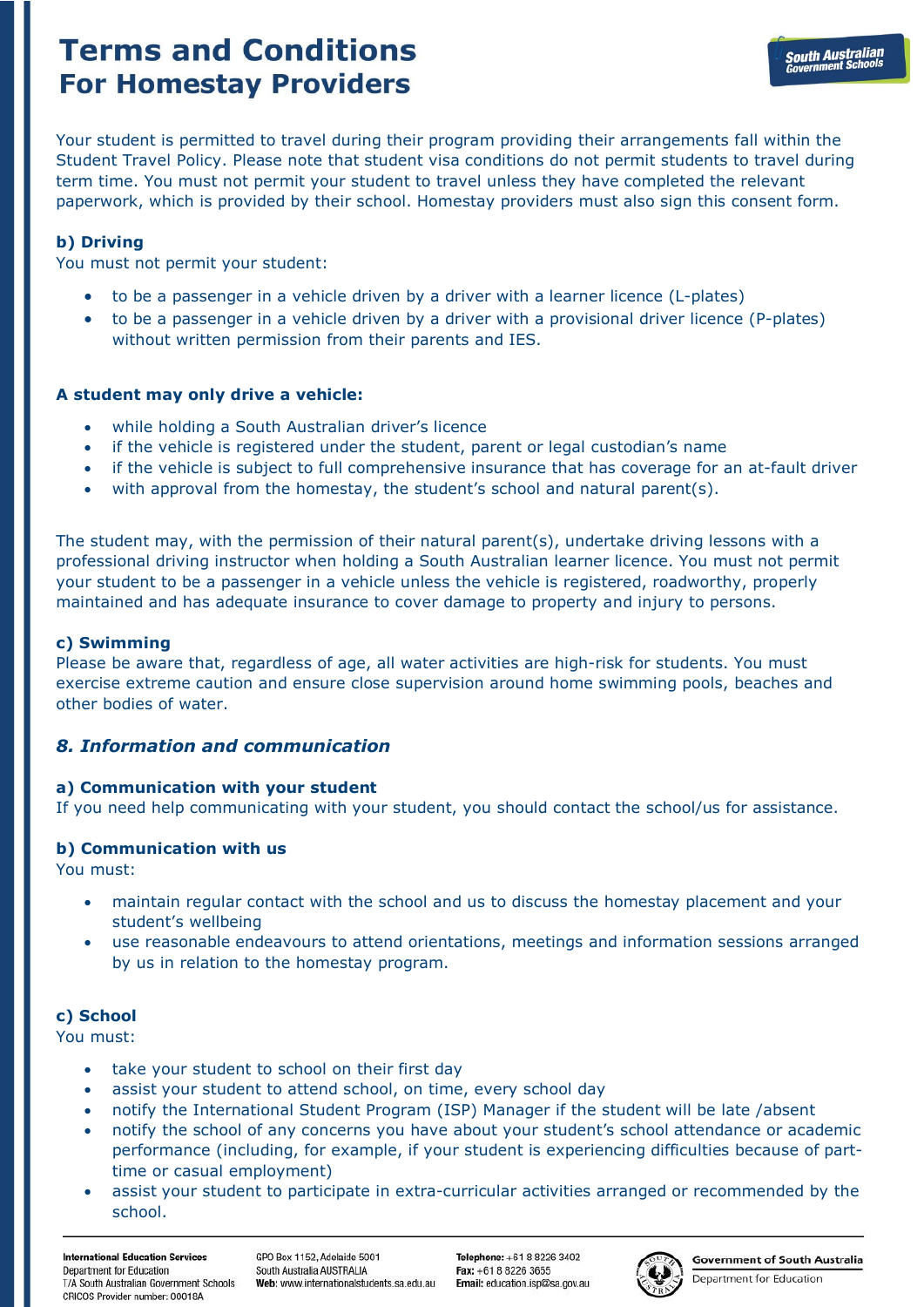Your student is permitted to travel during their program providing their arrangements fall within the Student Travel Policy. Please note that student visa conditions do not permit students to travel during term time. You must not permit your student to travel unless they have completed the relevant paperwork, which is provided by their school. Homestay providers must also sign this consent form.

#### b) Driving

You must not permit your student:

- to be a passenger in a vehicle driven by a driver with a learner licence (L-plates)
- to be a passenger in a vehicle driven by a driver with a provisional driver licence (P-plates) without written permission from their parents and IES.

#### A student may only drive a vehicle:

- while holding a South Australian driver's licence
- if the vehicle is registered under the student, parent or legal custodian's name
- if the vehicle is subject to full comprehensive insurance that has coverage for an at-fault driver
- with approval from the homestay, the student's school and natural parent(s).

The student may, with the permission of their natural parent(s), undertake driving lessons with a professional driving instructor when holding a South Australian learner licence. You must not permit your student to be a passenger in a vehicle unless the vehicle is registered, roadworthy, properly maintained and has adequate insurance to cover damage to property and injury to persons.

#### c) Swimming

Please be aware that, regardless of age, all water activities are high-risk for students. You must exercise extreme caution and ensure close supervision around home swimming pools, beaches and other bodies of water.

### *8. Information and communication*

#### a) Communication with your student

If you need help communicating with your student, you should contact the school/us for assistance.

#### b) Communication with us

You must:

- maintain regular contact with the school and us to discuss the homestay placement and your student's wellbeing
- use reasonable endeavours to attend orientations, meetings and information sessions arranged by us in relation to the homestay program.

#### c) School

You must:

- take your student to school on their first day
- assist your student to attend school, on time, every school day
- notify the International Student Program (ISP) Manager if the student will be late /absent
- notify the school of any concerns you have about your student's school attendance or academic performance (including, for example, if your student is experiencing difficulties because of part-time or casual employment)
- assist your student to participate in extra-curricular activities arranged or recommended by the school.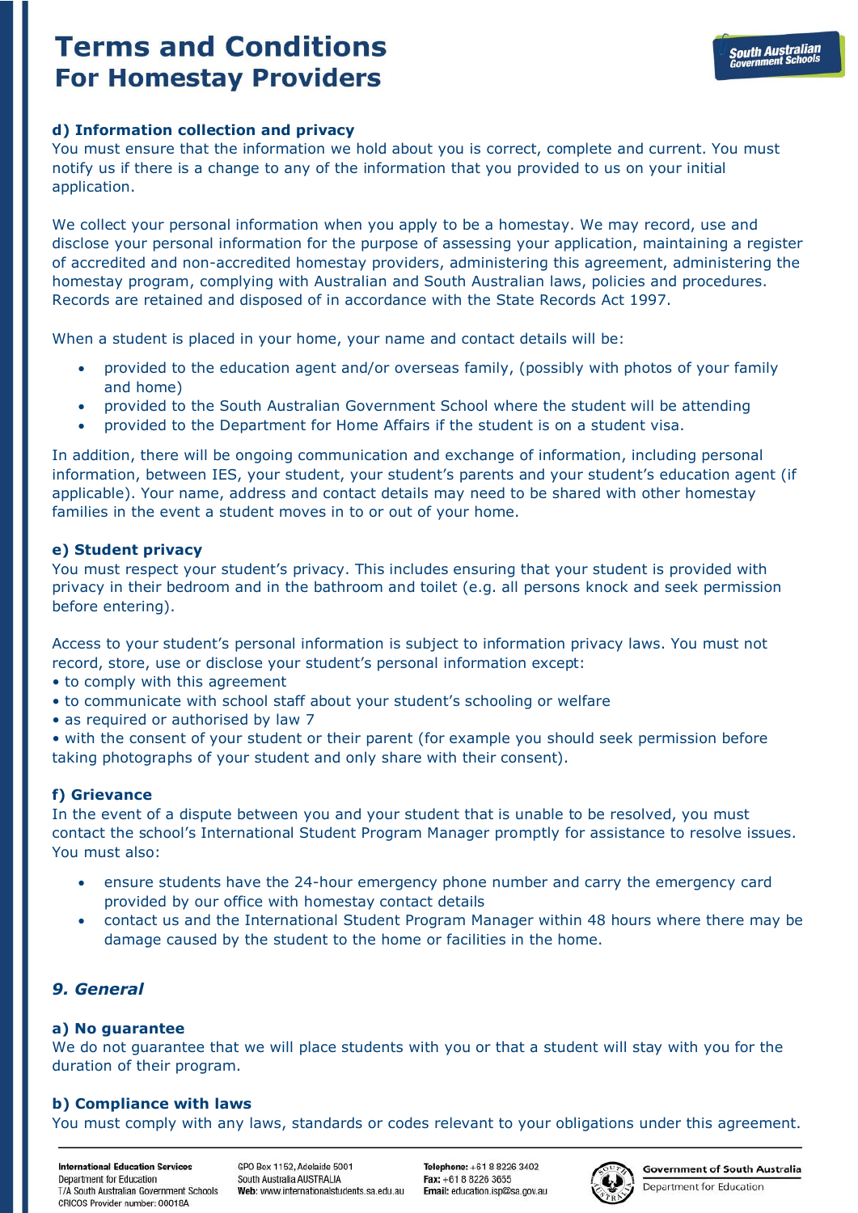# Terms and Conditions
## For Homestay Providers

### d) Information collection and privacy

You must ensure that the information we hold about you is correct, complete and current. You must notify us if there is a change to any of the information that you provided to us on your initial application.

We collect your personal information when you apply to be a homestay. We may record, use and disclose your personal information for the purpose of assessing your application, maintaining a register of accredited and non-accredited homestay providers, administering this agreement, administering the homestay program, complying with Australian and South Australian laws, policies and procedures. Records are retained and disposed of in accordance with the State Records Act 1997.

When a student is placed in your home, your name and contact details will be:

- provided to the education agent and/or overseas family, (possibly with photos of your family and home)
- provided to the South Australian Government School where the student will be attending
- provided to the Department for Home Affairs if the student is on a student visa.

In addition, there will be ongoing communication and exchange of information, including personal information, between IES, your student, your student's parents and your student's education agent (if applicable). Your name, address and contact details may need to be shared with other homestay families in the event a student moves in to or out of your home.

### e) Student privacy

You must respect your student's privacy. This includes ensuring that your student is provided with privacy in their bedroom and in the bathroom and toilet (e.g. all persons knock and seek permission before entering).

Access to your student's personal information is subject to information privacy laws. You must not record, store, use or disclose your student's personal information except:

- to comply with this agreement
- to communicate with school staff about your student's schooling or welfare
- as required or authorised by law 7
- with the consent of your student or their parent (for example you should seek permission before taking photographs of your student and only share with their consent).

### f) Grievance

In the event of a dispute between you and your student that is unable to be resolved, you must contact the school's International Student Program Manager promptly for assistance to resolve issues. You must also:

- ensure students have the 24-hour emergency phone number and carry the emergency card provided by our office with homestay contact details
- contact us and the International Student Program Manager within 48 hours where there may be damage caused by the student to the home or facilities in the home.

## *9. General*

### a) No guarantee

We do not guarantee that we will place students with you or that a student will stay with you for the duration of their program.

### b) Compliance with laws

You must comply with any laws, standards or codes relevant to your obligations under this agreement.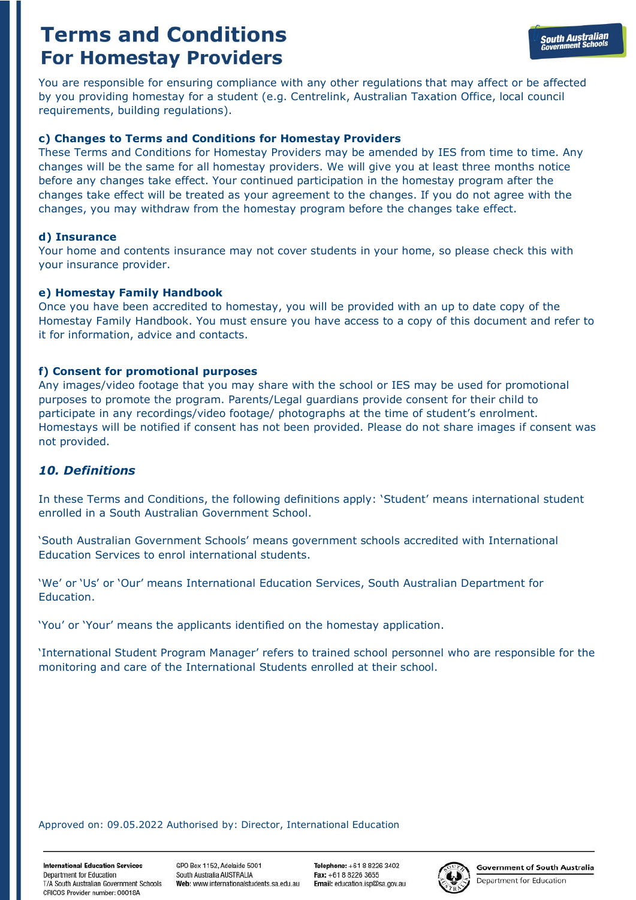You are responsible for ensuring compliance with any other regulations that may affect or be affected by you providing homestay for a student (e.g. Centrelink, Australian Taxation Office, local council requirements, building regulations).

### c) Changes to Terms and Conditions for Homestay Providers

These Terms and Conditions for Homestay Providers may be amended by IES from time to time. Any changes will be the same for all homestay providers. We will give you at least three months notice before any changes take effect. Your continued participation in the homestay program after the changes take effect will be treated as your agreement to the changes. If you do not agree with the changes, you may withdraw from the homestay program before the changes take effect.

### d) Insurance

Your home and contents insurance may not cover students in your home, so please check this with your insurance provider.

### e) Homestay Family Handbook

Once you have been accredited to homestay, you will be provided with an up to date copy of the Homestay Family Handbook. You must ensure you have access to a copy of this document and refer to it for information, advice and contacts.

### f) Consent for promotional purposes

Any images/video footage that you may share with the school or IES may be used for promotional purposes to promote the program. Parents/Legal guardians provide consent for their child to participate in any recordings/video footage/ photographs at the time of student's enrolment. Homestays will be notified if consent has not been provided. Please do not share images if consent was not provided.

## *10. Definitions*

In these Terms and Conditions, the following definitions apply: 'Student' means international student enrolled in a South Australian Government School.

'South Australian Government Schools' means government schools accredited with International Education Services to enrol international students.

'We' or 'Us' or 'Our' means International Education Services, South Australian Department for Education.

'You' or 'Your' means the applicants identified on the homestay application.

'International Student Program Manager' refers to trained school personnel who are responsible for the monitoring and care of the International Students enrolled at their school.

Approved on: 09.05.2022 Authorised by: Director, International Education

**International Education Services**
Department for Education
T/A South Australian Government Schools
CRICOS Provider number: 00018A

GPO Box 1152, Adelaide 5001
South Australia AUSTRALIA
**Web:** www.internationalstudents.sa.edu.au

**Telephone:** +61 8 8226 3402
**Fax:** +61 8 8226 3655
**Email:** education.isp@sa.gov.au

Government of South Australia
Department for Education